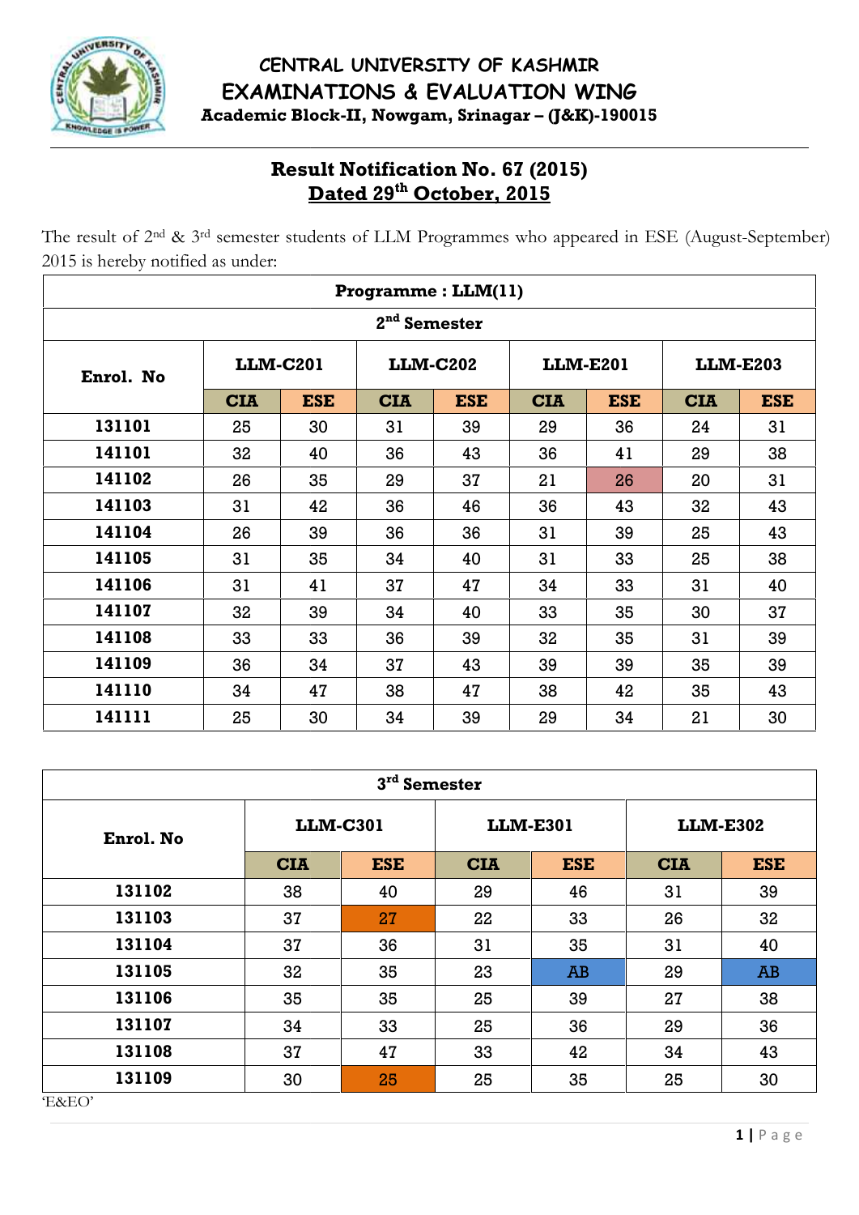# CENTRAL UNIVERSITY OF KASHMIR

## EXAMINATIONS & EVALUATION WING

**Academic Block-II, Nowgam, Srinagar – (J&K)-190015**

## Result Notification No. 67 (2015)

## Dated 29th October, 2015

The result of 2nd & 3rd semester students of LLM Programmes who appeared in ESE (August-September) 2015 is hereby notified as under:

| Programme : LLM(11) | | | | | | | | |
|---|---|---|---|---|---|---|---|---|
| **2nd Semester** | | | | | | | | |
| **Enrol. No** | **LLM-C201** | | **LLM-C202** | | **LLM-E201** | | **LLM-E203** | |
| | **CIA** | **ESE** | **CIA** | **ESE** | **CIA** | **ESE** | **CIA** | **ESE** |
| **131101** | 25 | 30 | 31 | 39 | 29 | 36 | 24 | 31 |
| **141101** | 32 | 40 | 36 | 43 | 36 | 41 | 29 | 38 |
| **141102** | 26 | 35 | 29 | 37 | 21 | 26 | 20 | 31 |
| **141103** | 31 | 42 | 36 | 46 | 36 | 43 | 32 | 43 |
| **141104** | 26 | 39 | 36 | 36 | 31 | 39 | 25 | 43 |
| **141105** | 31 | 35 | 34 | 40 | 31 | 33 | 25 | 38 |
| **141106** | 31 | 41 | 37 | 47 | 34 | 33 | 31 | 40 |
| **141107** | 32 | 39 | 34 | 40 | 33 | 35 | 30 | 37 |
| **141108** | 33 | 33 | 36 | 39 | 32 | 35 | 31 | 39 |
| **141109** | 36 | 34 | 37 | 43 | 39 | 39 | 35 | 39 |
| **141110** | 34 | 47 | 38 | 47 | 38 | 42 | 35 | 43 |
| **141111** | 25 | 30 | 34 | 39 | 29 | 34 | 21 | 30 |

| 3rd Semester | | | | | | |
|---|---|---|---|---|---|---|
| **Enrol. No** | **LLM-C301** | | **LLM-E301** | | **LLM-E302** | |
| | **CIA** | **ESE** | **CIA** | **ESE** | **CIA** | **ESE** |
| **131102** | 38 | 40 | 29 | 46 | 31 | 39 |
| **131103** | 37 | 27 | 22 | 33 | 26 | 32 |
| **131104** | 37 | 36 | 31 | 35 | 31 | 40 |
| **131105** | 32 | 35 | 23 | AB | 29 | AB |
| **131106** | 35 | 35 | 25 | 39 | 27 | 38 |
| **131107** | 34 | 33 | 25 | 36 | 29 | 36 |
| **131108** | 37 | 47 | 33 | 42 | 34 | 43 |
| **131109** | 30 | 25 | 25 | 35 | 25 | 30 |

'E&EO'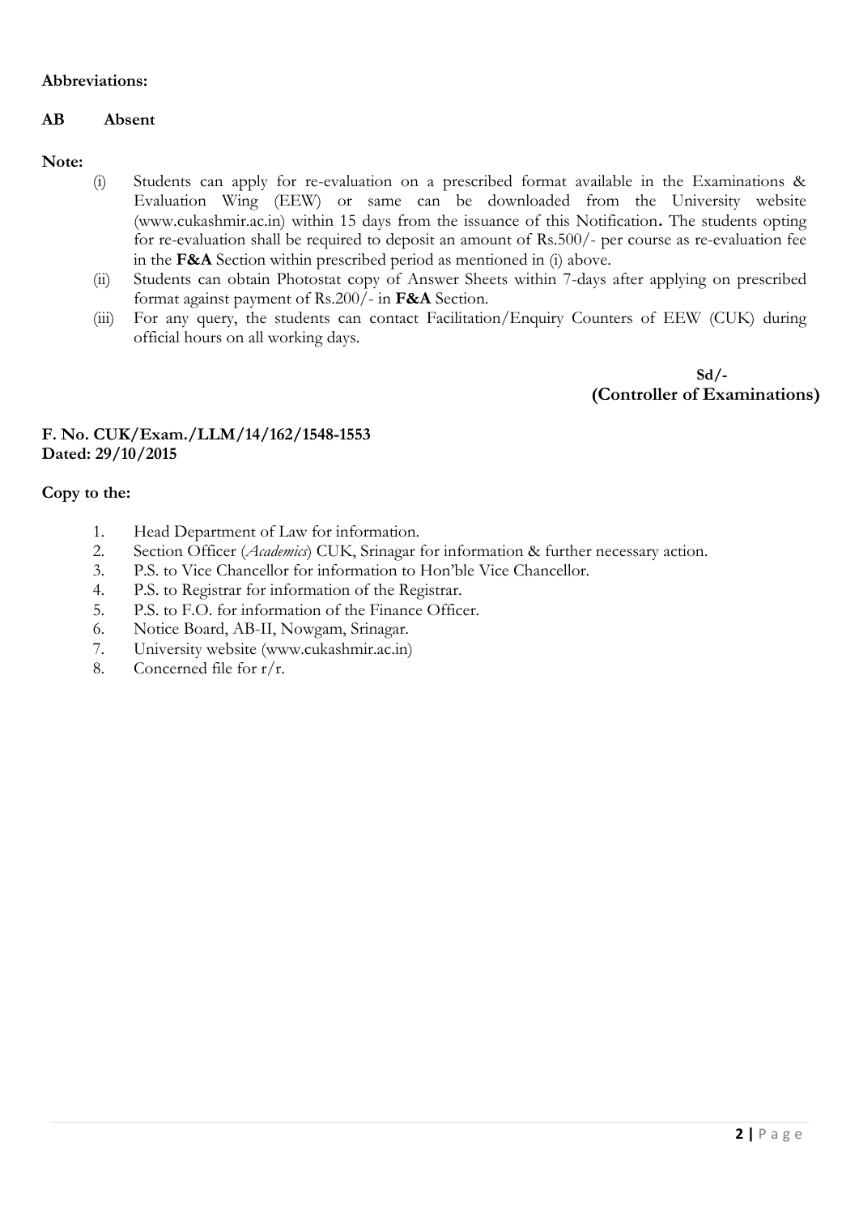**Abbreviations:**

**AB Absent**

**Note:**

(i) Students can apply for re-evaluation on a prescribed format available in the Examinations & Evaluation Wing (EEW) or same can be downloaded from the University website (www.cukashmir.ac.in) within 15 days from the issuance of this Notification**.** The students opting for re-evaluation shall be required to deposit an amount of Rs.500/- per course as re-evaluation fee in the **F&A** Section within prescribed period as mentioned in (i) above.

(ii) Students can obtain Photostat copy of Answer Sheets within 7-days after applying on prescribed format against payment of Rs.200/- in **F&A** Section.

(iii) For any query, the students can contact Facilitation/Enquiry Counters of EEW (CUK) during official hours on all working days.

**Sd/-**
**(Controller of Examinations)**

**F. No. CUK/Exam./LLM/14/162/1548-1553**
**Dated: 29/10/2015**

**Copy to the:**

1. Head Department of Law for information.
2. Section Officer (*Academics*) CUK, Srinagar for information & further necessary action.
3. P.S. to Vice Chancellor for information to Hon'ble Vice Chancellor.
4. P.S. to Registrar for information of the Registrar.
5. P.S. to F.O. for information of the Finance Officer.
6. Notice Board, AB-II, Nowgam, Srinagar.
7. University website (www.cukashmir.ac.in)
8. Concerned file for r/r.